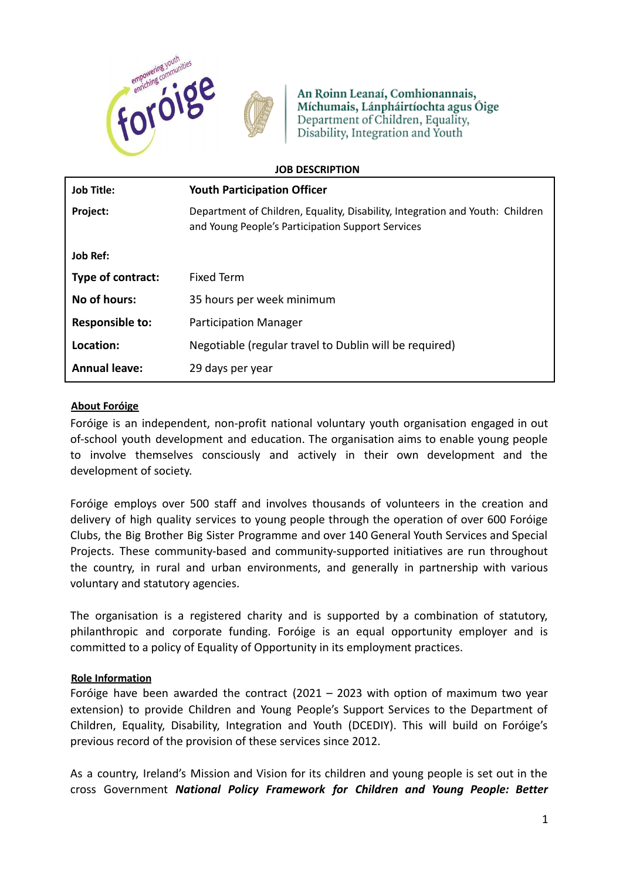An Roinn Leanaí, Comhionannais, Míchumais, Lánpháirtíochta agus Óige
Department of Children, Equality, Disability, Integration and Youth

**JOB DESCRIPTION**

| | |
|---|---|
| **Job Title:** | **Youth Participation Officer** |
| **Project:** | Department of Children, Equality, Disability, Integration and Youth: Children and Young People's Participation Support Services |
| **Job Ref:** | |
| **Type of contract:** | Fixed Term |
| **No of hours:** | 35 hours per week minimum |
| **Responsible to:** | Participation Manager |
| **Location:** | Negotiable (regular travel to Dublin will be required) |
| **Annual leave:** | 29 days per year |

## About Foróige

Foróige is an independent, non-profit national voluntary youth organisation engaged in out of-school youth development and education. The organisation aims to enable young people to involve themselves consciously and actively in their own development and the development of society.

Foróige employs over 500 staff and involves thousands of volunteers in the creation and delivery of high quality services to young people through the operation of over 600 Foróige Clubs, the Big Brother Big Sister Programme and over 140 General Youth Services and Special Projects. These community-based and community-supported initiatives are run throughout the country, in rural and urban environments, and generally in partnership with various voluntary and statutory agencies.

The organisation is a registered charity and is supported by a combination of statutory, philanthropic and corporate funding. Foróige is an equal opportunity employer and is committed to a policy of Equality of Opportunity in its employment practices.

## Role Information

Foróige have been awarded the contract (2021 – 2023 with option of maximum two year extension) to provide Children and Young People's Support Services to the Department of Children, Equality, Disability, Integration and Youth (DCEDIY). This will build on Foróige's previous record of the provision of these services since 2012.

As a country, Ireland's Mission and Vision for its children and young people is set out in the cross Government ***National Policy Framework for Children and Young People: Better***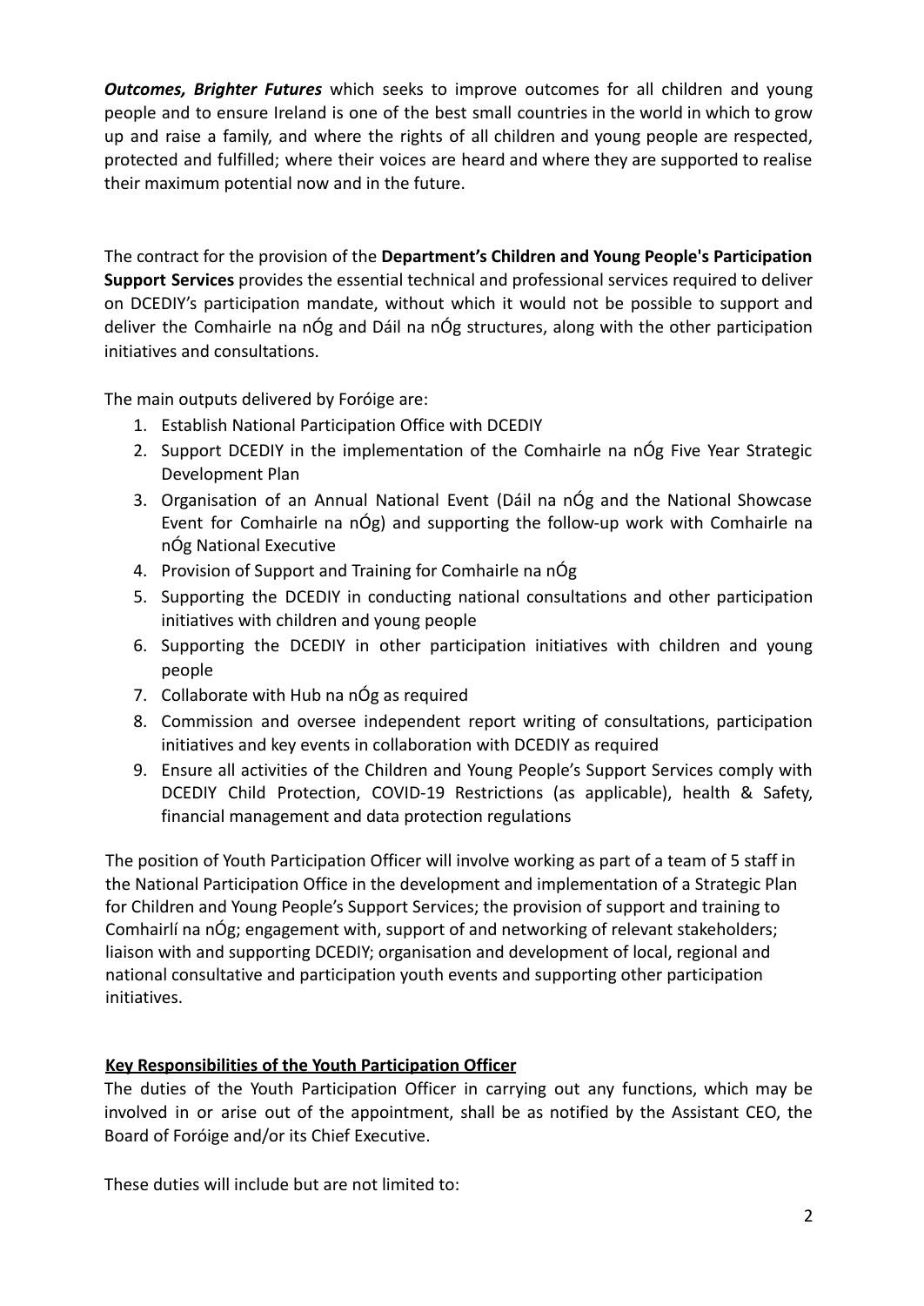***Outcomes, Brighter Futures*** which seeks to improve outcomes for all children and young people and to ensure Ireland is one of the best small countries in the world in which to grow up and raise a family, and where the rights of all children and young people are respected, protected and fulfilled; where their voices are heard and where they are supported to realise their maximum potential now and in the future.

The contract for the provision of the **Department's Children and Young People's Participation Support Services** provides the essential technical and professional services required to deliver on DCEDIY's participation mandate, without which it would not be possible to support and deliver the Comhairle na nÓg and Dáil na nÓg structures, along with the other participation initiatives and consultations.

The main outputs delivered by Foróige are:

1. Establish National Participation Office with DCEDIY
2. Support DCEDIY in the implementation of the Comhairle na nÓg Five Year Strategic Development Plan
3. Organisation of an Annual National Event (Dáil na nÓg and the National Showcase Event for Comhairle na nÓg) and supporting the follow-up work with Comhairle na nÓg National Executive
4. Provision of Support and Training for Comhairle na nÓg
5. Supporting the DCEDIY in conducting national consultations and other participation initiatives with children and young people
6. Supporting the DCEDIY in other participation initiatives with children and young people
7. Collaborate with Hub na nÓg as required
8. Commission and oversee independent report writing of consultations, participation initiatives and key events in collaboration with DCEDIY as required
9. Ensure all activities of the Children and Young People's Support Services comply with DCEDIY Child Protection, COVID-19 Restrictions (as applicable), health & Safety, financial management and data protection regulations

The position of Youth Participation Officer will involve working as part of a team of 5 staff in the National Participation Office in the development and implementation of a Strategic Plan for Children and Young People's Support Services; the provision of support and training to Comhairlí na nÓg; engagement with, support of and networking of relevant stakeholders; liaison with and supporting DCEDIY; organisation and development of local, regional and national consultative and participation youth events and supporting other participation initiatives.

## Key Responsibilities of the Youth Participation Officer

The duties of the Youth Participation Officer in carrying out any functions, which may be involved in or arise out of the appointment, shall be as notified by the Assistant CEO, the Board of Foróige and/or its Chief Executive.

These duties will include but are not limited to: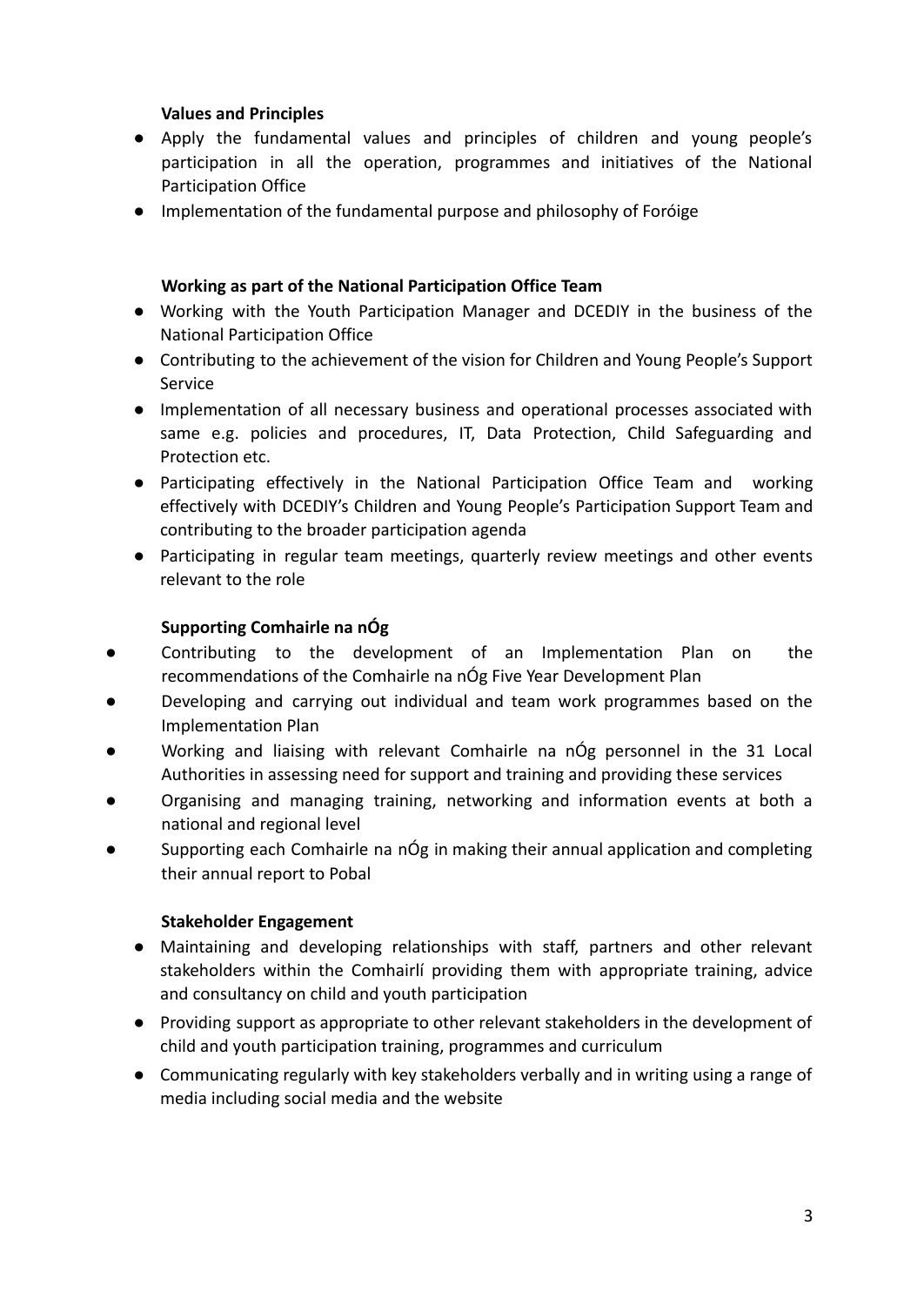**Values and Principles**

- Apply the fundamental values and principles of children and young people's participation in all the operation, programmes and initiatives of the National Participation Office
- Implementation of the fundamental purpose and philosophy of Foróige

**Working as part of the National Participation Office Team**

- Working with the Youth Participation Manager and DCEDIY in the business of the National Participation Office
- Contributing to the achievement of the vision for Children and Young People's Support Service
- Implementation of all necessary business and operational processes associated with same e.g. policies and procedures, IT, Data Protection, Child Safeguarding and Protection etc.
- Participating effectively in the National Participation Office Team and working effectively with DCEDIY's Children and Young People's Participation Support Team and contributing to the broader participation agenda
- Participating in regular team meetings, quarterly review meetings and other events relevant to the role

**Supporting Comhairle na nÓg**

- Contributing to the development of an Implementation Plan on the recommendations of the Comhairle na nÓg Five Year Development Plan
- Developing and carrying out individual and team work programmes based on the Implementation Plan
- Working and liaising with relevant Comhairle na nÓg personnel in the 31 Local Authorities in assessing need for support and training and providing these services
- Organising and managing training, networking and information events at both a national and regional level
- Supporting each Comhairle na nÓg in making their annual application and completing their annual report to Pobal

**Stakeholder Engagement**

- Maintaining and developing relationships with staff, partners and other relevant stakeholders within the Comhairlí providing them with appropriate training, advice and consultancy on child and youth participation
- Providing support as appropriate to other relevant stakeholders in the development of child and youth participation training, programmes and curriculum
- Communicating regularly with key stakeholders verbally and in writing using a range of media including social media and the website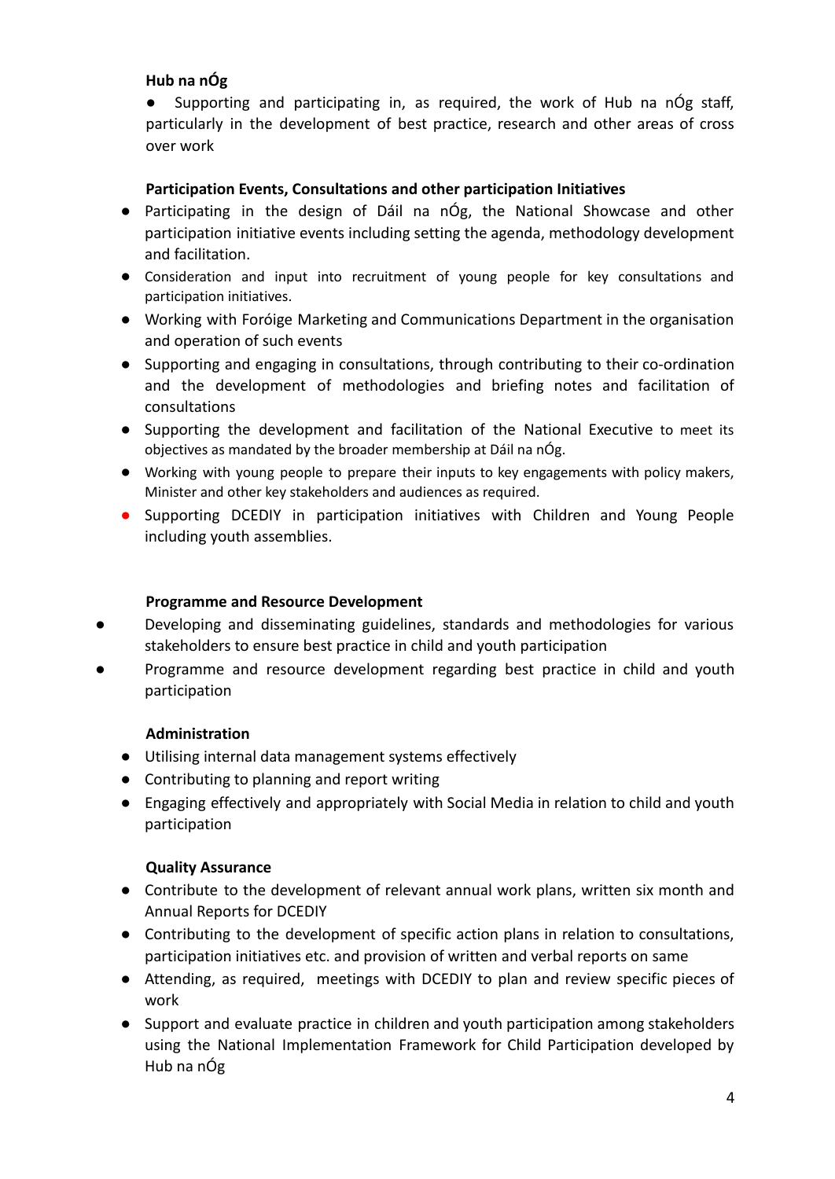**Hub na nÓg**

- Supporting and participating in, as required, the work of Hub na nÓg staff, particularly in the development of best practice, research and other areas of cross over work

**Participation Events, Consultations and other participation Initiatives**

- Participating in the design of Dáil na nÓg, the National Showcase and other participation initiative events including setting the agenda, methodology development and facilitation.
- Consideration and input into recruitment of young people for key consultations and participation initiatives.
- Working with Foróige Marketing and Communications Department in the organisation and operation of such events
- Supporting and engaging in consultations, through contributing to their co-ordination and the development of methodologies and briefing notes and facilitation of consultations
- Supporting the development and facilitation of the National Executive to meet its objectives as mandated by the broader membership at Dáil na nÓg.
- Working with young people to prepare their inputs to key engagements with policy makers, Minister and other key stakeholders and audiences as required.
- Supporting DCEDIY in participation initiatives with Children and Young People including youth assemblies.

**Programme and Resource Development**

- Developing and disseminating guidelines, standards and methodologies for various stakeholders to ensure best practice in child and youth participation
- Programme and resource development regarding best practice in child and youth participation

**Administration**

- Utilising internal data management systems effectively
- Contributing to planning and report writing
- Engaging effectively and appropriately with Social Media in relation to child and youth participation

**Quality Assurance**

- Contribute to the development of relevant annual work plans, written six month and Annual Reports for DCEDIY
- Contributing to the development of specific action plans in relation to consultations, participation initiatives etc. and provision of written and verbal reports on same
- Attending, as required, meetings with DCEDIY to plan and review specific pieces of work
- Support and evaluate practice in children and youth participation among stakeholders using the National Implementation Framework for Child Participation developed by Hub na nÓg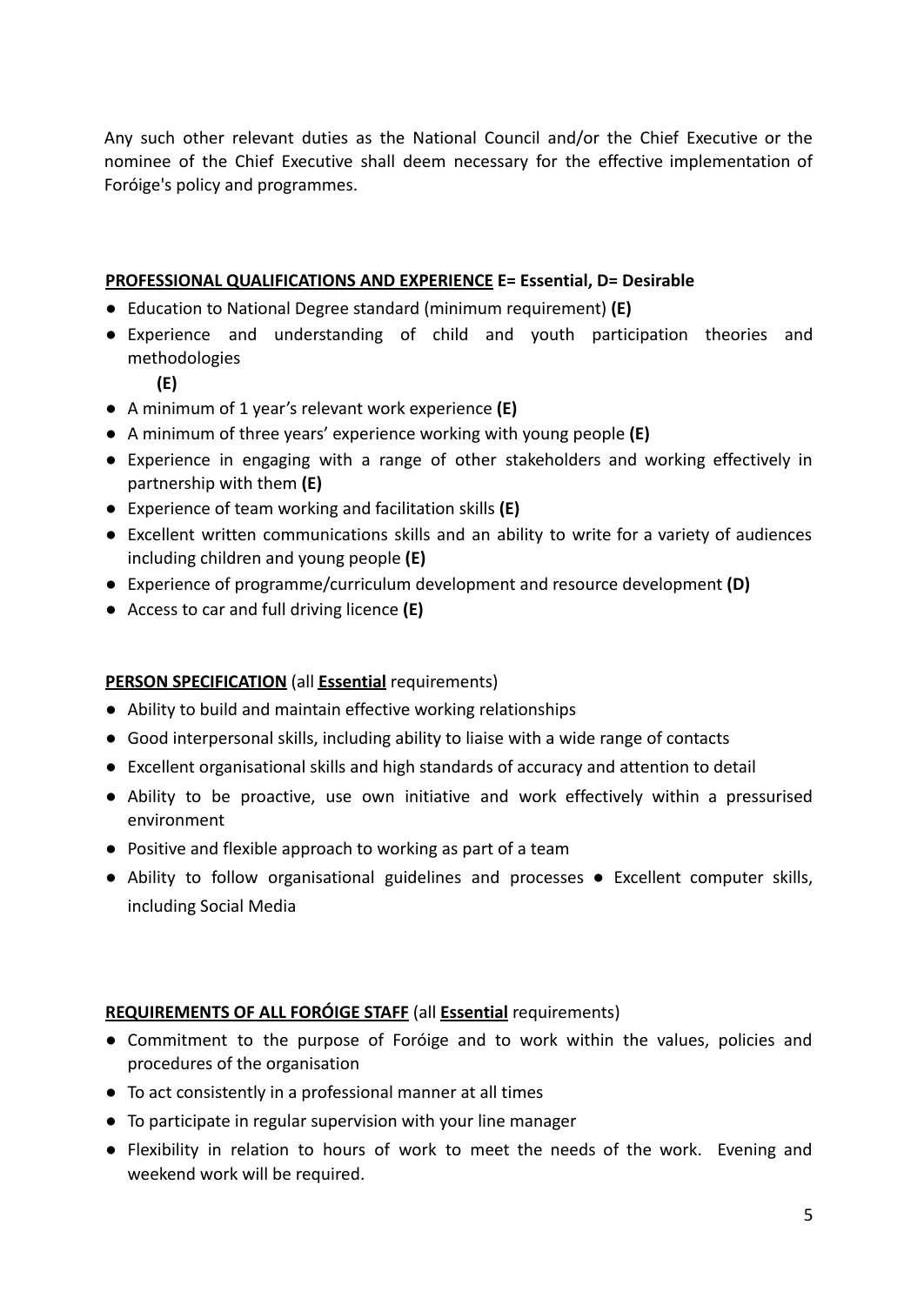Any such other relevant duties as the National Council and/or the Chief Executive or the nominee of the Chief Executive shall deem necessary for the effective implementation of Foróige's policy and programmes.

**PROFESSIONAL QUALIFICATIONS AND EXPERIENCE E= Essential, D= Desirable**

- Education to National Degree standard (minimum requirement) **(E)**
- Experience and understanding of child and youth participation theories and methodologies **(E)**
- A minimum of 1 year's relevant work experience **(E)**
- A minimum of three years' experience working with young people **(E)**
- Experience in engaging with a range of other stakeholders and working effectively in partnership with them **(E)**
- Experience of team working and facilitation skills **(E)**
- Excellent written communications skills and an ability to write for a variety of audiences including children and young people **(E)**
- Experience of programme/curriculum development and resource development **(D)**
- Access to car and full driving licence **(E)**

**PERSON SPECIFICATION** (all **Essential** requirements)

- Ability to build and maintain effective working relationships
- Good interpersonal skills, including ability to liaise with a wide range of contacts
- Excellent organisational skills and high standards of accuracy and attention to detail
- Ability to be proactive, use own initiative and work effectively within a pressurised environment
- Positive and flexible approach to working as part of a team
- Ability to follow organisational guidelines and processes
- Excellent computer skills, including Social Media

**REQUIREMENTS OF ALL FORÓIGE STAFF** (all **Essential** requirements)

- Commitment to the purpose of Foróige and to work within the values, policies and procedures of the organisation
- To act consistently in a professional manner at all times
- To participate in regular supervision with your line manager
- Flexibility in relation to hours of work to meet the needs of the work. Evening and weekend work will be required.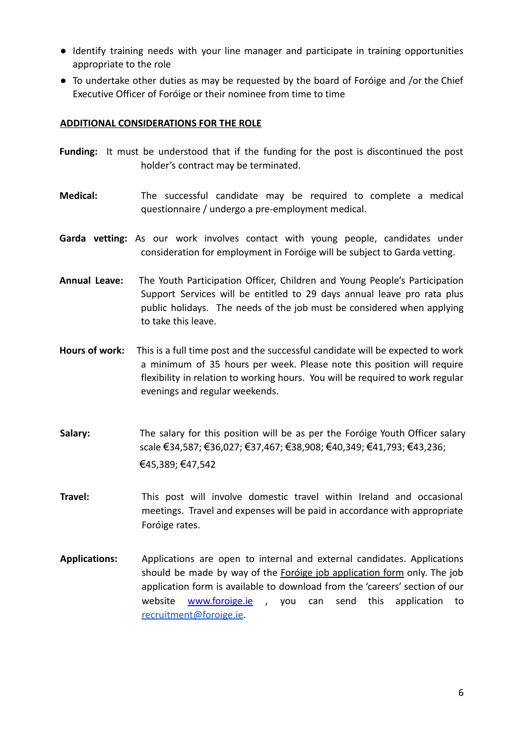- Identify training needs with your line manager and participate in training opportunities appropriate to the role
- To undertake other duties as may be requested by the board of Foróige and /or the Chief Executive Officer of Foróige or their nominee from time to time

## ADDITIONAL CONSIDERATIONS FOR THE ROLE

**Funding:** It must be understood that if the funding for the post is discontinued the post holder's contract may be terminated.

**Medical:** The successful candidate may be required to complete a medical questionnaire / undergo a pre-employment medical.

**Garda vetting:** As our work involves contact with young people, candidates under consideration for employment in Foróige will be subject to Garda vetting.

**Annual Leave:** The Youth Participation Officer, Children and Young People's Participation Support Services will be entitled to 29 days annual leave pro rata plus public holidays. The needs of the job must be considered when applying to take this leave.

**Hours of work:** This is a full time post and the successful candidate will be expected to work a minimum of 35 hours per week. Please note this position will require flexibility in relation to working hours. You will be required to work regular evenings and regular weekends.

**Salary:** The salary for this position will be as per the Foróige Youth Officer salary scale €34,587; €36,027; €37,467; €38,908; €40,349; €41,793; €43,236; €45,389; €47,542

**Travel:** This post will involve domestic travel within Ireland and occasional meetings. Travel and expenses will be paid in accordance with appropriate Foróige rates.

**Applications:** Applications are open to internal and external candidates. Applications should be made by way of the Foróige job application form only. The job application form is available to download from the 'careers' section of our website [www.foroige.ie](http://www.foroige.ie) , you can send this application to [recruitment@foroige.ie](mailto:recruitment@foroige.ie).